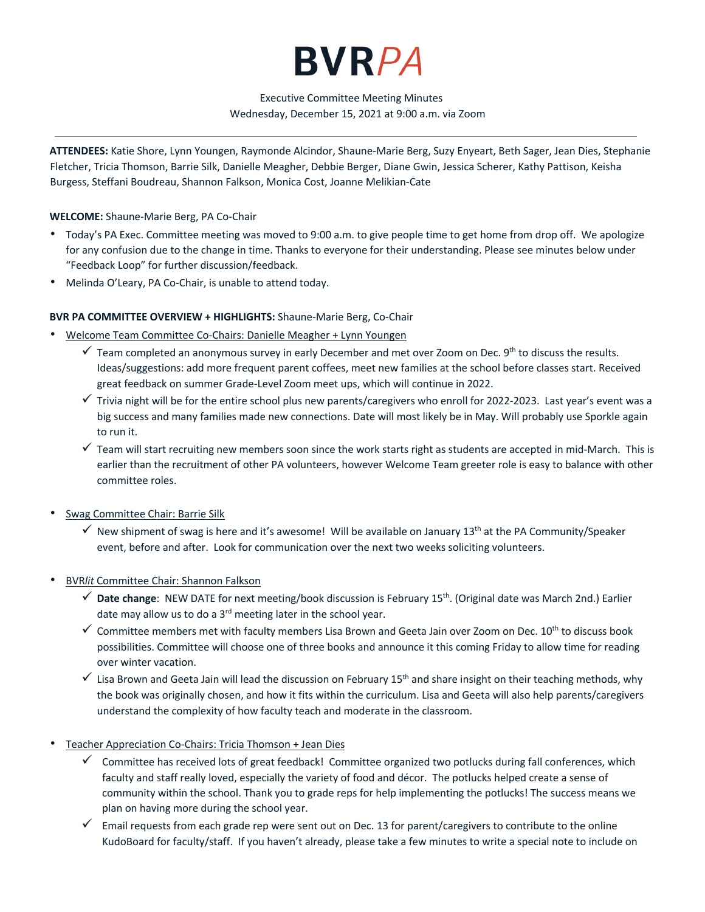# BVR*PA*

Executive Committee Meeting Minutes
Wednesday, December 15, 2021 at 9:00 a.m. via Zoom

---

**ATTENDEES:** Katie Shore, Lynn Youngen, Raymonde Alcindor, Shaune-Marie Berg, Suzy Enyeart, Beth Sager, Jean Dies, Stephanie Fletcher, Tricia Thomson, Barrie Silk, Danielle Meagher, Debbie Berger, Diane Gwin, Jessica Scherer, Kathy Pattison, Keisha Burgess, Steffani Boudreau, Shannon Falkson, Monica Cost, Joanne Melikian-Cate

**WELCOME:** Shaune-Marie Berg, PA Co-Chair

- Today's PA Exec. Committee meeting was moved to 9:00 a.m. to give people time to get home from drop off. We apologize for any confusion due to the change in time. Thanks to everyone for their understanding. Please see minutes below under "Feedback Loop" for further discussion/feedback.
- Melinda O'Leary, PA Co-Chair, is unable to attend today.

**BVR PA COMMITTEE OVERVIEW + HIGHLIGHTS:** Shaune-Marie Berg, Co-Chair

- Welcome Team Committee Co-Chairs: Danielle Meagher + Lynn Youngen
  - ✓ Team completed an anonymous survey in early December and met over Zoom on Dec. 9th to discuss the results. Ideas/suggestions: add more frequent parent coffees, meet new families at the school before classes start. Received great feedback on summer Grade-Level Zoom meet ups, which will continue in 2022.
  - ✓ Trivia night will be for the entire school plus new parents/caregivers who enroll for 2022-2023. Last year's event was a big success and many families made new connections. Date will most likely be in May. Will probably use Sporkle again to run it.
  - ✓ Team will start recruiting new members soon since the work starts right as students are accepted in mid-March. This is earlier than the recruitment of other PA volunteers, however Welcome Team greeter role is easy to balance with other committee roles.

- Swag Committee Chair: Barrie Silk
  - ✓ New shipment of swag is here and it's awesome! Will be available on January 13th at the PA Community/Speaker event, before and after. Look for communication over the next two weeks soliciting volunteers.

- BVR*lit* Committee Chair: Shannon Falkson
  - ✓ **Date change**: NEW DATE for next meeting/book discussion is February 15th. (Original date was March 2nd.) Earlier date may allow us to do a 3rd meeting later in the school year.
  - ✓ Committee members met with faculty members Lisa Brown and Geeta Jain over Zoom on Dec. 10th to discuss book possibilities. Committee will choose one of three books and announce it this coming Friday to allow time for reading over winter vacation.
  - ✓ Lisa Brown and Geeta Jain will lead the discussion on February 15th and share insight on their teaching methods, why the book was originally chosen, and how it fits within the curriculum. Lisa and Geeta will also help parents/caregivers understand the complexity of how faculty teach and moderate in the classroom.

- Teacher Appreciation Co-Chairs: Tricia Thomson + Jean Dies
  - ✓ Committee has received lots of great feedback! Committee organized two potlucks during fall conferences, which faculty and staff really loved, especially the variety of food and décor. The potlucks helped create a sense of community within the school. Thank you to grade reps for help implementing the potlucks! The success means we plan on having more during the school year.
  - ✓ Email requests from each grade rep were sent out on Dec. 13 for parent/caregivers to contribute to the online KudoBoard for faculty/staff. If you haven't already, please take a few minutes to write a special note to include on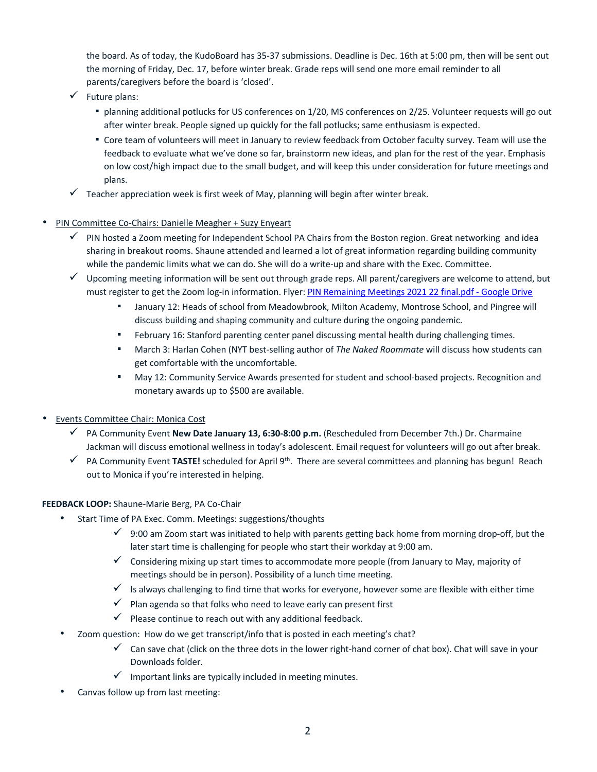the board. As of today, the KudoBoard has 35-37 submissions. Deadline is Dec. 16th at 5:00 pm, then will be sent out the morning of Friday, Dec. 17, before winter break. Grade reps will send one more email reminder to all parents/caregivers before the board is 'closed'.

- ✓ Future plans:
  - planning additional potlucks for US conferences on 1/20, MS conferences on 2/25. Volunteer requests will go out after winter break. People signed up quickly for the fall potlucks; same enthusiasm is expected.
  - Core team of volunteers will meet in January to review feedback from October faculty survey. Team will use the feedback to evaluate what we've done so far, brainstorm new ideas, and plan for the rest of the year. Emphasis on low cost/high impact due to the small budget, and will keep this under consideration for future meetings and plans.
- ✓ Teacher appreciation week is first week of May, planning will begin after winter break.

- <u>PIN Committee Co-Chairs: Danielle Meagher + Suzy Enyeart</u>
  - ✓ PIN hosted a Zoom meeting for Independent School PA Chairs from the Boston region. Great networking and idea sharing in breakout rooms. Shaune attended and learned a lot of great information regarding building community while the pandemic limits what we can do. She will do a write-up and share with the Exec. Committee.
  - ✓ Upcoming meeting information will be sent out through grade reps. All parent/caregivers are welcome to attend, but must register to get the Zoom log-in information. Flyer: [PIN Remaining Meetings 2021 22 final.pdf - Google Drive]
    - January 12: Heads of school from Meadowbrook, Milton Academy, Montrose School, and Pingree will discuss building and shaping community and culture during the ongoing pandemic.
    - February 16: Stanford parenting center panel discussing mental health during challenging times.
    - March 3: Harlan Cohen (NYT best-selling author of *The Naked Roommate* will discuss how students can get comfortable with the uncomfortable.
    - May 12: Community Service Awards presented for student and school-based projects. Recognition and monetary awards up to $500 are available.

- <u>Events Committee Chair: Monica Cost</u>
  - ✓ PA Community Event **New Date January 13, 6:30-8:00 p.m.** (Rescheduled from December 7th.) Dr. Charmaine Jackman will discuss emotional wellness in today's adolescent. Email request for volunteers will go out after break.
  - ✓ PA Community Event **TASTE!** scheduled for April 9th. There are several committees and planning has begun! Reach out to Monica if you're interested in helping.

**FEEDBACK LOOP:** Shaune-Marie Berg, PA Co-Chair

- Start Time of PA Exec. Comm. Meetings: suggestions/thoughts
  - ✓ 9:00 am Zoom start was initiated to help with parents getting back home from morning drop-off, but the later start time is challenging for people who start their workday at 9:00 am.
  - ✓ Considering mixing up start times to accommodate more people (from January to May, majority of meetings should be in person). Possibility of a lunch time meeting.
  - ✓ Is always challenging to find time that works for everyone, however some are flexible with either time
  - ✓ Plan agenda so that folks who need to leave early can present first
  - ✓ Please continue to reach out with any additional feedback.
- Zoom question: How do we get transcript/info that is posted in each meeting's chat?
  - ✓ Can save chat (click on the three dots in the lower right-hand corner of chat box). Chat will save in your Downloads folder.
  - ✓ Important links are typically included in meeting minutes.
- Canvas follow up from last meeting: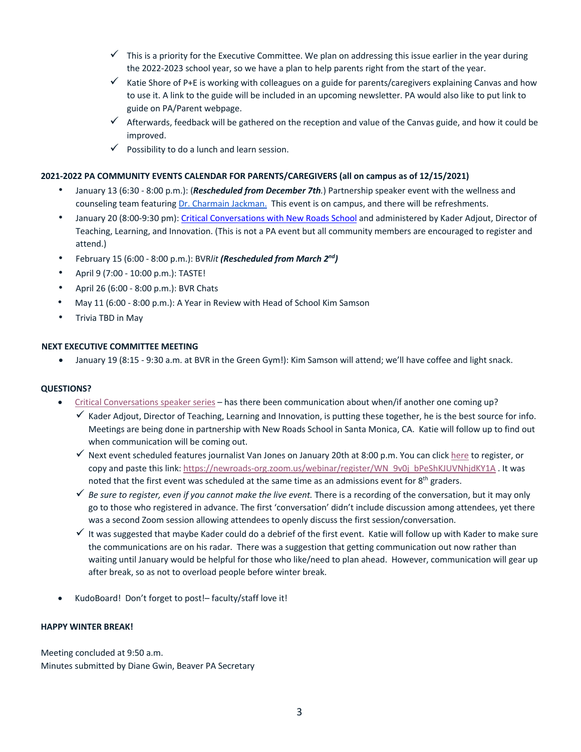- ✓ This is a priority for the Executive Committee. We plan on addressing this issue earlier in the year during the 2022-2023 school year, so we have a plan to help parents right from the start of the year.
- ✓ Katie Shore of P+E is working with colleagues on a guide for parents/caregivers explaining Canvas and how to use it. A link to the guide will be included in an upcoming newsletter. PA would also like to put link to guide on PA/Parent webpage.
- ✓ Afterwards, feedback will be gathered on the reception and value of the Canvas guide, and how it could be improved.
- ✓ Possibility to do a lunch and learn session.

**2021-2022 PA COMMUNITY EVENTS CALENDAR FOR PARENTS/CAREGIVERS (all on campus as of 12/15/2021)**

- January 13 (6:30 - 8:00 p.m.): (***Rescheduled from December 7th.***) Partnership speaker event with the wellness and counseling team featuring Dr. Charmain Jackman. This event is on campus, and there will be refreshments.
- January 20 (8:00-9:30 pm): Critical Conversations with New Roads School and administered by Kader Adjout, Director of Teaching, Learning, and Innovation. (This is not a PA event but all community members are encouraged to register and attend.)
- February 15 (6:00 - 8:00 p.m.): BVR*lit* ***(Rescheduled from March 2nd)***
- April 9 (7:00 - 10:00 p.m.): TASTE!
- April 26 (6:00 - 8:00 p.m.): BVR Chats
- May 11 (6:00 - 8:00 p.m.): A Year in Review with Head of School Kim Samson
- Trivia TBD in May

**NEXT EXECUTIVE COMMITTEE MEETING**

- January 19 (8:15 - 9:30 a.m. at BVR in the Green Gym!): Kim Samson will attend; we'll have coffee and light snack.

**QUESTIONS?**

- Critical Conversations speaker series – has there been communication about when/if another one coming up?
  - ✓ Kader Adjout, Director of Teaching, Learning and Innovation, is putting these together, he is the best source for info. Meetings are being done in partnership with New Roads School in Santa Monica, CA. Katie will follow up to find out when communication will be coming out.
  - ✓ Next event scheduled features journalist Van Jones on January 20th at 8:00 p.m. You can click here to register, or copy and paste this link: https://newroads-org.zoom.us/webinar/register/WN_9v0j_bPeShKJUVNhjdKY1A . It was noted that the first event was scheduled at the same time as an admissions event for 8th graders.
  - ✓ *Be sure to register, even if you cannot make the live event.* There is a recording of the conversation, but it may only go to those who registered in advance. The first 'conversation' didn't include discussion among attendees, yet there was a second Zoom session allowing attendees to openly discuss the first session/conversation.
  - ✓ It was suggested that maybe Kader could do a debrief of the first event. Katie will follow up with Kader to make sure the communications are on his radar. There was a suggestion that getting communication out now rather than waiting until January would be helpful for those who like/need to plan ahead. However, communication will gear up after break, so as not to overload people before winter break.

- KudoBoard! Don't forget to post!– faculty/staff love it!

**HAPPY WINTER BREAK!**

Meeting concluded at 9:50 a.m.
Minutes submitted by Diane Gwin, Beaver PA Secretary